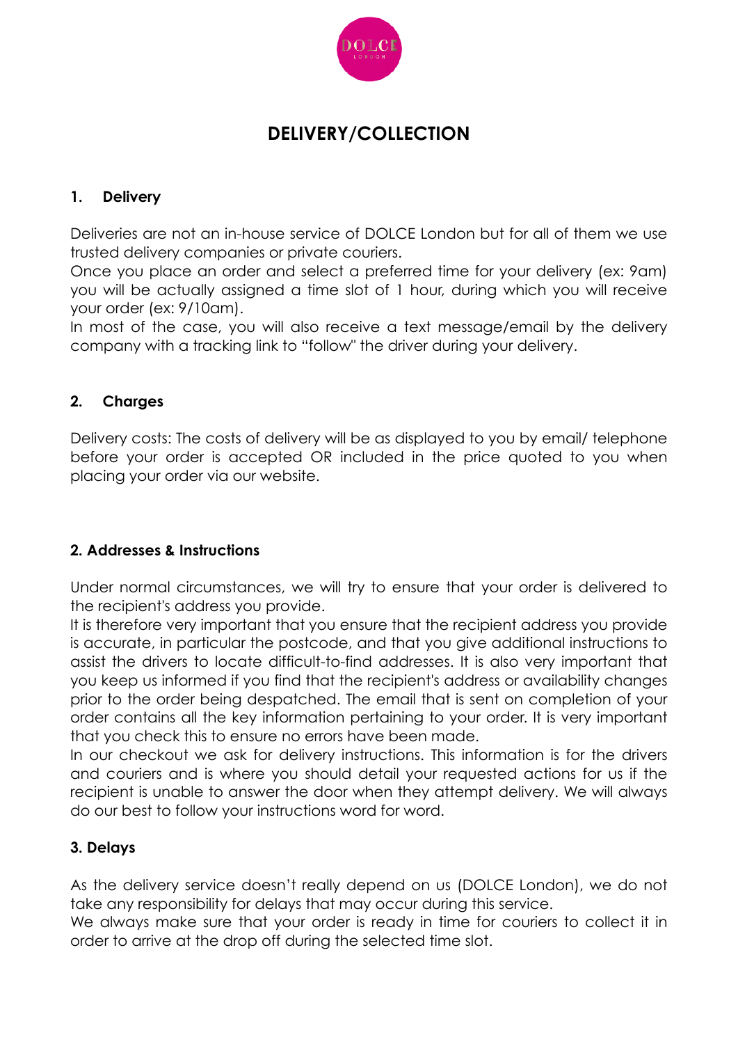# DELIVERY/COLLECTION

## 1. Delivery

Deliveries are not an in-house service of DOLCE London but for all of them we use trusted delivery companies or private couriers.
Once you place an order and select a preferred time for your delivery (ex: 9am) you will be actually assigned a time slot of 1 hour, during which you will receive your order (ex: 9/10am).
In most of the case, you will also receive a text message/email by the delivery company with a tracking link to "follow" the driver during your delivery.

## 2. Charges

Delivery costs: The costs of delivery will be as displayed to you by email/ telephone before your order is accepted OR included in the price quoted to you when placing your order via our website.

## 2. Addresses & Instructions

Under normal circumstances, we will try to ensure that your order is delivered to the recipient's address you provide.
It is therefore very important that you ensure that the recipient address you provide is accurate, in particular the postcode, and that you give additional instructions to assist the drivers to locate difficult-to-find addresses. It is also very important that you keep us informed if you find that the recipient's address or availability changes prior to the order being despatched. The email that is sent on completion of your order contains all the key information pertaining to your order. It is very important that you check this to ensure no errors have been made.
In our checkout we ask for delivery instructions. This information is for the drivers and couriers and is where you should detail your requested actions for us if the recipient is unable to answer the door when they attempt delivery. We will always do our best to follow your instructions word for word.

## 3. Delays

As the delivery service doesn't really depend on us (DOLCE London), we do not take any responsibility for delays that may occur during this service.
We always make sure that your order is ready in time for couriers to collect it in order to arrive at the drop off during the selected time slot.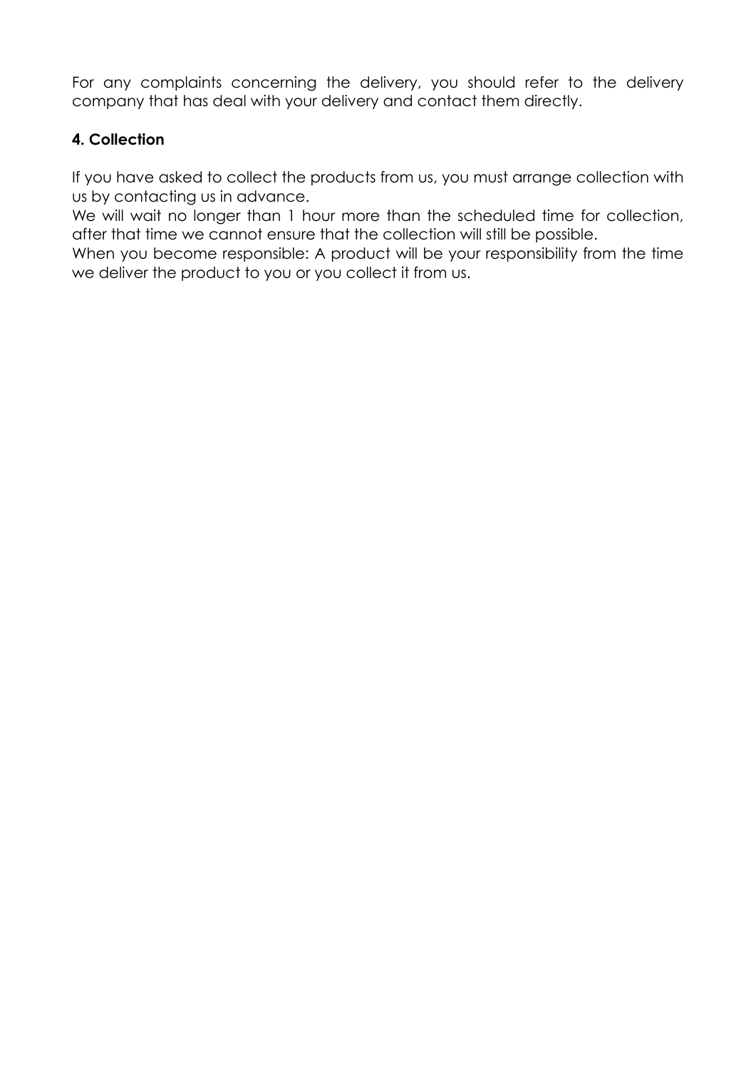For any complaints concerning the delivery, you should refer to the delivery company that has deal with your delivery and contact them directly.

**4. Collection**

If you have asked to collect the products from us, you must arrange collection with us by contacting us in advance.
We will wait no longer than 1 hour more than the scheduled time for collection, after that time we cannot ensure that the collection will still be possible.
When you become responsible: A product will be your responsibility from the time we deliver the product to you or you collect it from us.